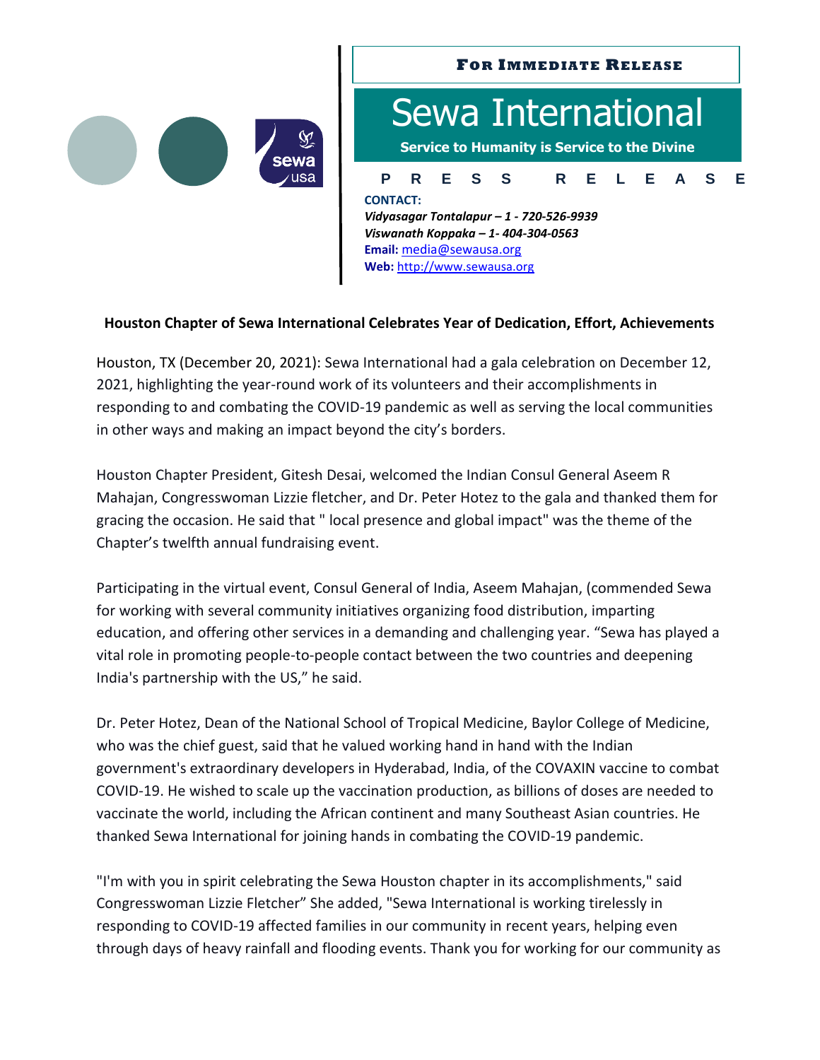**FOR IMMEDIATE RELEASE**

# Sewa International

**Service to Humanity is Service to the Divine**

P R E S S   R E L E A S E

**CONTACT:**
***Vidyasagar Tontalapur – 1 - 720-526-9939***
***Viswanath Koppaka – 1- 404-304-0563***
**Email:** media@sewausa.org
**Web:** http://www.sewausa.org

**Houston Chapter of Sewa International Celebrates Year of Dedication, Effort, Achievements**

Houston, TX (December 20, 2021): Sewa International had a gala celebration on December 12, 2021, highlighting the year-round work of its volunteers and their accomplishments in responding to and combating the COVID-19 pandemic as well as serving the local communities in other ways and making an impact beyond the city's borders.

Houston Chapter President, Gitesh Desai, welcomed the Indian Consul General Aseem R Mahajan, Congresswoman Lizzie fletcher, and Dr. Peter Hotez to the gala and thanked them for gracing the occasion. He said that " local presence and global impact" was the theme of the Chapter's twelfth annual fundraising event.

Participating in the virtual event, Consul General of India, Aseem Mahajan, (commended Sewa for working with several community initiatives organizing food distribution, imparting education, and offering other services in a demanding and challenging year. "Sewa has played a vital role in promoting people-to-people contact between the two countries and deepening India's partnership with the US," he said.

Dr. Peter Hotez, Dean of the National School of Tropical Medicine, Baylor College of Medicine, who was the chief guest, said that he valued working hand in hand with the Indian government's extraordinary developers in Hyderabad, India, of the COVAXIN vaccine to combat COVID-19. He wished to scale up the vaccination production, as billions of doses are needed to vaccinate the world, including the African continent and many Southeast Asian countries. He thanked Sewa International for joining hands in combating the COVID-19 pandemic.

"I'm with you in spirit celebrating the Sewa Houston chapter in its accomplishments," said Congresswoman Lizzie Fletcher" She added, "Sewa International is working tirelessly in responding to COVID-19 affected families in our community in recent years, helping even through days of heavy rainfall and flooding events. Thank you for working for our community as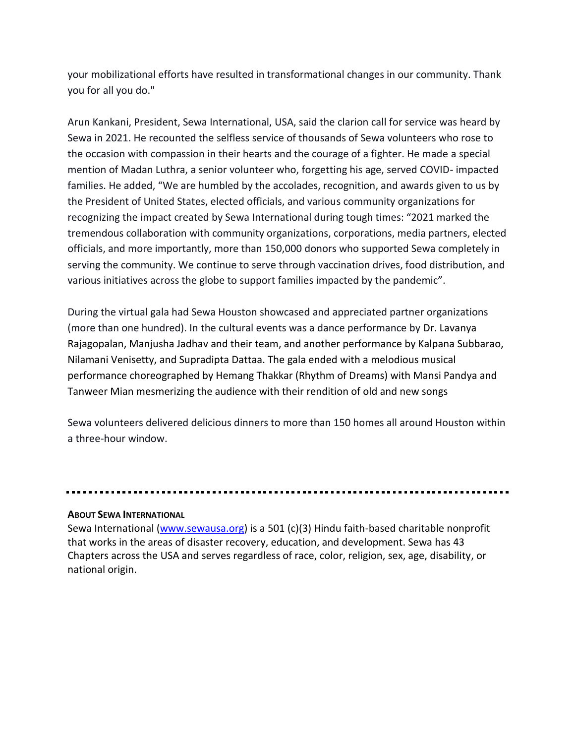your mobilizational efforts have resulted in transformational changes in our community. Thank you for all you do."

Arun Kankani, President, Sewa International, USA, said the clarion call for service was heard by Sewa in 2021. He recounted the selfless service of thousands of Sewa volunteers who rose to the occasion with compassion in their hearts and the courage of a fighter. He made a special mention of Madan Luthra, a senior volunteer who, forgetting his age, served COVID- impacted families. He added, "We are humbled by the accolades, recognition, and awards given to us by the President of United States, elected officials, and various community organizations for recognizing the impact created by Sewa International during tough times: "2021 marked the tremendous collaboration with community organizations, corporations, media partners, elected officials, and more importantly, more than 150,000 donors who supported Sewa completely in serving the community. We continue to serve through vaccination drives, food distribution, and various initiatives across the globe to support families impacted by the pandemic".

During the virtual gala had Sewa Houston showcased and appreciated partner organizations (more than one hundred). In the cultural events was a dance performance by Dr. Lavanya Rajagopalan, Manjusha Jadhav and their team, and another performance by Kalpana Subbarao, Nilamani Venisetty, and Supradipta Dattaa. The gala ended with a melodious musical performance choreographed by Hemang Thakkar (Rhythm of Dreams) with Mansi Pandya and Tanweer Mian mesmerizing the audience with their rendition of old and new songs

Sewa volunteers delivered delicious dinners to more than 150 homes all around Houston within a three-hour window.

---

**ABOUT SEWA INTERNATIONAL**

Sewa International ([www.sewausa.org](http://www.sewausa.org)) is a 501 (c)(3) Hindu faith-based charitable nonprofit that works in the areas of disaster recovery, education, and development. Sewa has 43 Chapters across the USA and serves regardless of race, color, religion, sex, age, disability, or national origin.